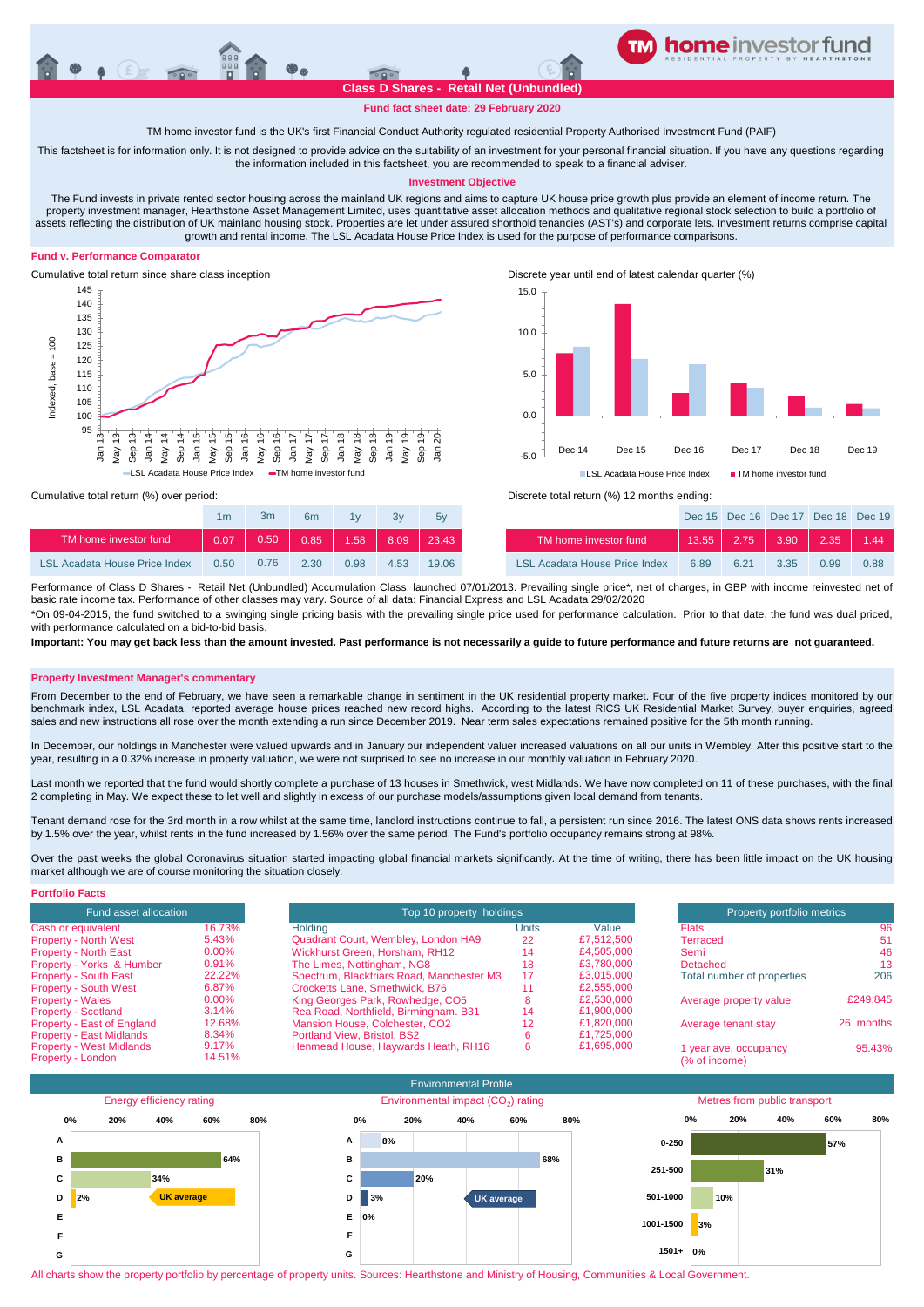# TM home investor fund

**RESIDENTIAL PROPERTY BY HEARTHSTONE**

## Class D Shares - Retail Net (Unbundled)

**Fund fact sheet date: 29 February 2020**

TM home investor fund is the UK's first Financial Conduct Authority regulated residential Property Authorised Investment Fund (PAIF)

This factsheet is for information only. It is not designed to provide advice on the suitability of an investment for your personal financial situation. If you have any questions regarding the information included in this factsheet, you are recommended to speak to a financial adviser.

### Investment Objective

The Fund invests in private rented sector housing across the mainland UK regions and aims to capture UK house price growth plus provide an element of income return. The property investment manager, Hearthstone Asset Management Limited, uses quantitative asset allocation methods and qualitative regional stock selection to build a portfolio of assets reflecting the distribution of UK mainland housing stock. Properties are let under assured shorthold tenancies (AST's) and corporate lets. Investment returns comprise capital growth and rental income. The LSL Acadata House Price Index is used for the purpose of performance comparisons.

### Fund v. Performance Comparator

Cumulative total return since share class inception

Discrete year until end of latest calendar quarter (%)

Cumulative total return (%) over period:

| | 1m | 3m | 6m | 1y | 3y | 5y |
|---|---|---|---|---|---|---|
| TM home investor fund | 0.07 | 0.50 | 0.85 | 1.58 | 8.09 | 23.43 |
| LSL Acadata House Price Index | 0.50 | 0.76 | 2.30 | 0.98 | 4.53 | 19.06 |

Discrete total return (%) 12 months ending:

| | Dec 15 | Dec 16 | Dec 17 | Dec 18 | Dec 19 |
|---|---|---|---|---|---|
| TM home investor fund | 13.55 | 2.75 | 3.90 | 2.35 | 1.44 |
| LSL Acadata House Price Index | 6.89 | 6.21 | 3.35 | 0.99 | 0.88 |

Performance of Class D Shares - Retail Net (Unbundled) Accumulation Class, launched 07/01/2013. Prevailing single price*, net of charges, in GBP with income reinvested net of basic rate income tax. Performance of other classes may vary. Source of all data: Financial Express and LSL Acadata 29/02/2020

*On 09-04-2015, the fund switched to a swinging single pricing basis with the prevailing single price used for performance calculation. Prior to that date, the fund was dual priced, with performance calculated on a bid-to-bid basis.

**Important: You may get back less than the amount invested. Past performance is not necessarily a guide to future performance and future returns are not guaranteed.**

### Property Investment Manager's commentary

From December to the end of February, we have seen a remarkable change in sentiment in the UK residential property market. Four of the five property indices monitored by our benchmark index, LSL Acadata, reported average house prices reached new record highs. According to the latest RICS UK Residential Market Survey, buyer enquiries, agreed sales and new instructions all rose over the month extending a run since December 2019. Near term sales expectations remained positive for the 5th month running.

In December, our holdings in Manchester were valued upwards and in January our independent valuer increased valuations on all our units in Wembley. After this positive start to the year, resulting in a 0.32% increase in property valuation, we were not surprised to see no increase in our monthly valuation in February 2020.

Last month we reported that the fund would shortly complete a purchase of 13 houses in Smethwick, west Midlands. We have now completed on 11 of these purchases, with the final 2 completing in May. We expect these to let well and slightly in excess of our purchase models/assumptions given local demand from tenants.

Tenant demand rose for the 3rd month in a row whilst at the same time, landlord instructions continue to fall, a persistent run since 2016. The latest ONS data shows rents increased by 1.5% over the year, whilst rents in the fund increased by 1.56% over the same period. The Fund's portfolio occupancy remains strong at 98%.

Over the past weeks the global Coronavirus situation started impacting global financial markets significantly. At the time of writing, there has been little impact on the UK housing market although we are of course monitoring the situation closely.

### Portfolio Facts

| Fund asset allocation | |
|---|---|
| Cash or equivalent | 16.73% |
| Property - North West | 5.43% |
| Property - North East | 0.00% |
| Property - Yorks & Humber | 0.91% |
| Property - South East | 22.22% |
| Property - South West | 6.87% |
| Property - Wales | 0.00% |
| Property - Scotland | 3.14% |
| Property - East of England | 12.68% |
| Property - East Midlands | 8.34% |
| Property - West Midlands | 9.17% |
| Property - London | 14.51% |

| Top 10 property holdings | | |
|---|---|---|
| Holding | Units | Value |
| Quadrant Court, Wembley, London HA9 | 22 | £7,512,500 |
| Wickhurst Green, Horsham, RH12 | 14 | £4,505,000 |
| The Limes, Nottingham, NG8 | 18 | £3,780,000 |
| Spectrum, Blackfriars Road, Manchester M3 | 17 | £3,015,000 |
| Crocketts Lane, Smethwick, B76 | 11 | £2,555,000 |
| King Georges Park, Rowhedge, CO5 | 8 | £2,530,000 |
| Rea Road, Northfield, Birmingham. B31 | 14 | £1,900,000 |
| Mansion House, Colchester, CO2 | 12 | £1,820,000 |
| Portland View, Bristol, BS2 | 6 | £1,725,000 |
| Henmead House, Haywards Heath, RH16 | 6 | £1,695,000 |

| Property portfolio metrics | |
|---|---|
| Flats | 96 |
| Terraced | 51 |
| Semi | 46 |
| Detached | 13 |
| Total number of properties | 206 |
| Average property value | £249,845 |
| Average tenant stay | 26 months |
| 1 year ave. occupancy (% of income) | 95.43% |

### Environmental Profile

| Energy efficiency rating | |
|---|---|
| A | |
| B | 64% |
| C | 34% |
| D | 2% (UK average) |
| E | |
| F | |
| G | |

| Environmental impact ($CO_2$) rating | |
|---|---|
| A | 8% |
| B | 68% |
| C | 20% |
| D | 3% (UK average) |
| E | 0% |
| F | |
| G | |

| Metres from public transport | |
|---|---|
| 0-250 | 57% |
| 251-500 | 31% |
| 501-1000 | 10% |
| 1001-1500 | 3% |
| 1501+ | 0% |

All charts show the property portfolio by percentage of property units. Sources: Hearthstone and Ministry of Housing, Communities & Local Government.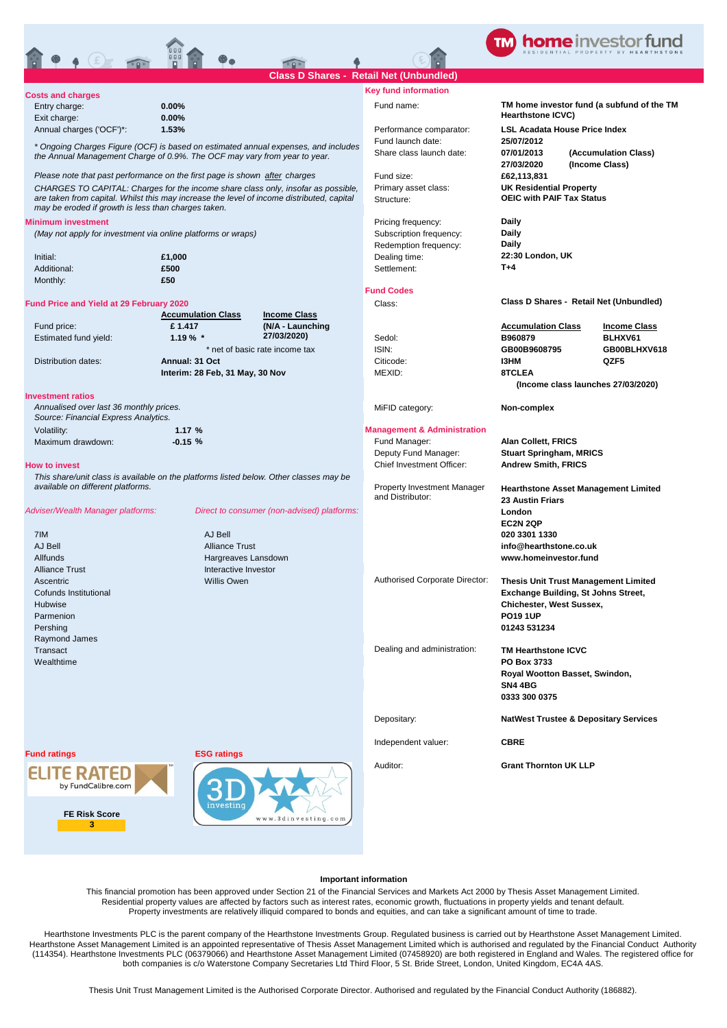# Class D Shares - Retail Net (Unbundled)

## Costs and charges

| | |
|---|---|
| Entry charge: | **0.00%** |
| Exit charge: | **0.00%** |
| Annual charges ('OCF')*: | **1.53%** |

*\* Ongoing Charges Figure (OCF) is based on estimated annual expenses, and includes the Annual Management Charge of 0.9%. The OCF may vary from year to year.*

*Please note that past performance on the first page is shown after charges*

*CHARGES TO CAPITAL: Charges for the income share class only, insofar as possible, are taken from capital. Whilst this may increase the level of income distributed, capital may be eroded if growth is less than charges taken.*

## Minimum investment

*(May not apply for investment via online platforms or wraps)*

| | |
|---|---|
| Initial: | **£1,000** |
| Additional: | **£500** |
| Monthly: | **£50** |

## Fund Price and Yield at 29 February 2020

| | Accumulation Class | Income Class |
|---|---|---|
| Fund price: | **£ 1.417** | **(N/A - Launching 27/03/2020)** |
| Estimated fund yield: | **1.19 % \*** | |
| | * net of basic rate income tax | |
| Distribution dates: | **Annual: 31 Oct** | |
| | **Interim: 28 Feb, 31 May, 30 Nov** | |

## Investment ratios

*Annualised over last 36 monthly prices.*
*Source: Financial Express Analytics.*

| | |
|---|---|
| Volatility: | **1.17 %** |
| Maximum drawdown: | **-0.15 %** |

## How to invest

*This share/unit class is available on the platforms listed below. Other classes may be available on different platforms.*

| *Adviser/Wealth Manager platforms:* | *Direct to consumer (non-advised) platforms:* |
|---|---|
| 7IM | AJ Bell |
| AJ Bell | Alliance Trust |
| Allfunds | Hargreaves Lansdown |
| Alliance Trust | Interactive Investor |
| Ascentric | Willis Owen |
| Cofunds Institutional | |
| Hubwise | |
| Parmenion | |
| Pershing | |
| Raymond James | |
| Transact | |
| Wealthtime | |

## Fund ratings

ELITE RATED by FundCalibre.com

FE Risk Score
3

## ESG ratings

3D investing
www.3dinvesting.com

## Key fund information

| | |
|---|---|
| Fund name: | **TM home investor fund (a subfund of the TM Hearthstone ICVC)** |
| Performance comparator: | **LSL Acadata House Price Index** |
| Fund launch date: | **25/07/2012** |
| Share class launch date: | **07/01/2013 (Accumulation Class)** |
| | **27/03/2020 (Income Class)** |
| Fund size: | **£62,113,831** |
| Primary asset class: | **UK Residential Property** |
| Structure: | **OEIC with PAIF Tax Status** |
| Pricing frequency: | **Daily** |
| Subscription frequency: | **Daily** |
| Redemption frequency: | **Daily** |
| Dealing time: | **22:30 London, UK** |
| Settlement: | **T+4** |

## Fund Codes

| Class: | **Class D Shares - Retail Net (Unbundled)** | |
|---|---|---|
| | **Accumulation Class** | **Income Class** |
| Sedol: | **B960879** | **BLHXV61** |
| ISIN: | **GB00B9608795** | **GB00BLHXV618** |
| Citicode: | **I3HM** | **QZF5** |
| MEXID: | **8TCLEA** | |
| | **(Income class launches 27/03/2020)** | |
| MiFID category: | **Non-complex** | |

## Management & Administration

| | |
|---|---|
| Fund Manager: | **Alan Collett, FRICS** |
| Deputy Fund Manager: | **Stuart Springham, MRICS** |
| Chief Investment Officer: | **Andrew Smith, FRICS** |
| Property Investment Manager and Distributor: | **Hearthstone Asset Management Limited**<br>**23 Austin Friars**<br>**London**<br>**EC2N 2QP**<br>**020 3301 1330**<br>**info@hearthstone.co.uk**<br>**www.homeinvestor.fund** |
| Authorised Corporate Director: | **Thesis Unit Trust Management Limited**<br>**Exchange Building, St Johns Street,**<br>**Chichester, West Sussex,**<br>**PO19 1UP**<br>**01243 531234** |
| Dealing and administration: | **TM Hearthstone ICVC**<br>**PO Box 3733**<br>**Royal Wootton Basset, Swindon,**<br>**SN4 4BG**<br>**0333 300 0375** |
| Depositary: | **NatWest Trustee & Depositary Services** |
| Independent valuer: | **CBRE** |
| Auditor: | **Grant Thornton UK LLP** |

## Important information

This financial promotion has been approved under Section 21 of the Financial Services and Markets Act 2000 by Thesis Asset Management Limited. Residential property values are affected by factors such as interest rates, economic growth, fluctuations in property yields and tenant default. Property investments are relatively illiquid compared to bonds and equities, and can take a significant amount of time to trade.

Hearthstone Investments PLC is the parent company of the Hearthstone Investments Group. Regulated business is carried out by Hearthstone Asset Management Limited. Hearthstone Asset Management Limited is an appointed representative of Thesis Asset Management Limited which is authorised and regulated by the Financial Conduct Authority (114354). Hearthstone Investments PLC (06379066) and Hearthstone Asset Management Limited (07458920) are both registered in England and Wales. The registered office for both companies is c/o Waterstone Company Secretaries Ltd Third Floor, 5 St. Bride Street, London, United Kingdom, EC4A 4AS.

Thesis Unit Trust Management Limited is the Authorised Corporate Director. Authorised and regulated by the Financial Conduct Authority (186882).